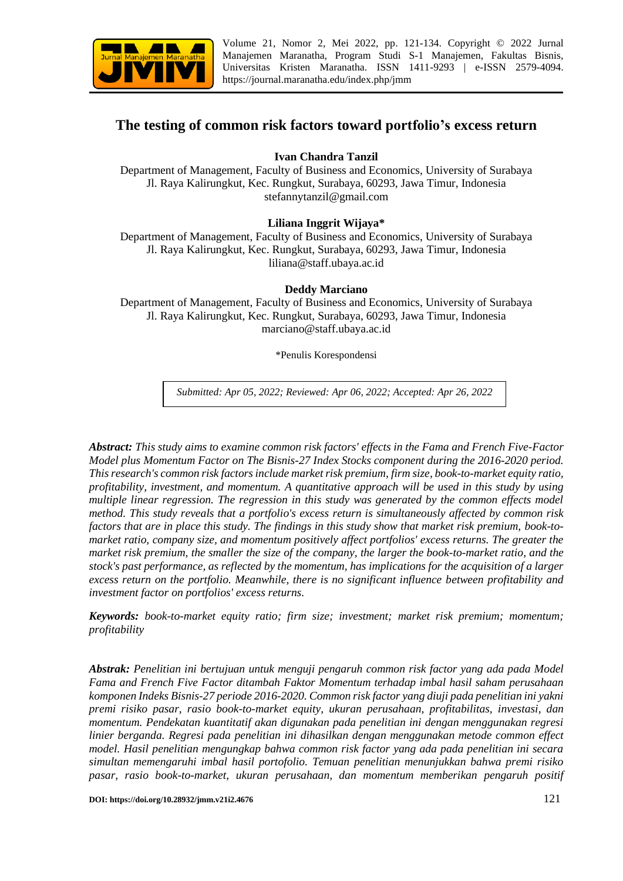# The testing of common risk factors toward portfolio's excess return

**Ivan Chandra Tanzil**

Department of Management, Faculty of Business and Economics, University of Surabaya
Jl. Raya Kalirungkut, Kec. Rungkut, Surabaya, 60293, Jawa Timur, Indonesia
stefannytanzil@gmail.com

**Liliana Inggrit Wijaya***

Department of Management, Faculty of Business and Economics, University of Surabaya
Jl. Raya Kalirungkut, Kec. Rungkut, Surabaya, 60293, Jawa Timur, Indonesia
liliana@staff.ubaya.ac.id

**Deddy Marciano**

Department of Management, Faculty of Business and Economics, University of Surabaya
Jl. Raya Kalirungkut, Kec. Rungkut, Surabaya, 60293, Jawa Timur, Indonesia
marciano@staff.ubaya.ac.id

*Penulis Korespondensi

*Submitted: Apr 05, 2022; Reviewed: Apr 06, 2022; Accepted: Apr 26, 2022*

***Abstract:*** *This study aims to examine common risk factors' effects in the Fama and French Five-Factor Model plus Momentum Factor on The Bisnis-27 Index Stocks component during the 2016-2020 period. This research's common risk factors include market risk premium, firm size, book-to-market equity ratio, profitability, investment, and momentum. A quantitative approach will be used in this study by using multiple linear regression. The regression in this study was generated by the common effects model method. This study reveals that a portfolio's excess return is simultaneously affected by common risk factors that are in place this study. The findings in this study show that market risk premium, book-to-market ratio, company size, and momentum positively affect portfolios' excess returns. The greater the market risk premium, the smaller the size of the company, the larger the book-to-market ratio, and the stock's past performance, as reflected by the momentum, has implications for the acquisition of a larger excess return on the portfolio. Meanwhile, there is no significant influence between profitability and investment factor on portfolios' excess returns.*

***Keywords:*** *book-to-market equity ratio; firm size; investment; market risk premium; momentum; profitability*

***Abstrak:*** *Penelitian ini bertujuan untuk menguji pengaruh common risk factor yang ada pada Model Fama and French Five Factor ditambah Faktor Momentum terhadap imbal hasil saham perusahaan komponen Indeks Bisnis-27 periode 2016-2020. Common risk factor yang diuji pada penelitian ini yakni premi risiko pasar, rasio book-to-market equity, ukuran perusahaan, profitabilitas, investasi, dan momentum. Pendekatan kuantitatif akan digunakan pada penelitian ini dengan menggunakan regresi linier berganda. Regresi pada penelitian ini dihasilkan dengan menggunakan metode common effect model. Hasil penelitian mengungkap bahwa common risk factor yang ada pada penelitian ini secara simultan memengaruhi imbal hasil portofolio. Temuan penelitian menunjukkan bahwa premi risiko pasar, rasio book-to-market, ukuran perusahaan, dan momentum memberikan pengaruh positif*

**DOI: https://doi.org/10.28932/jmm.v21i2.4676**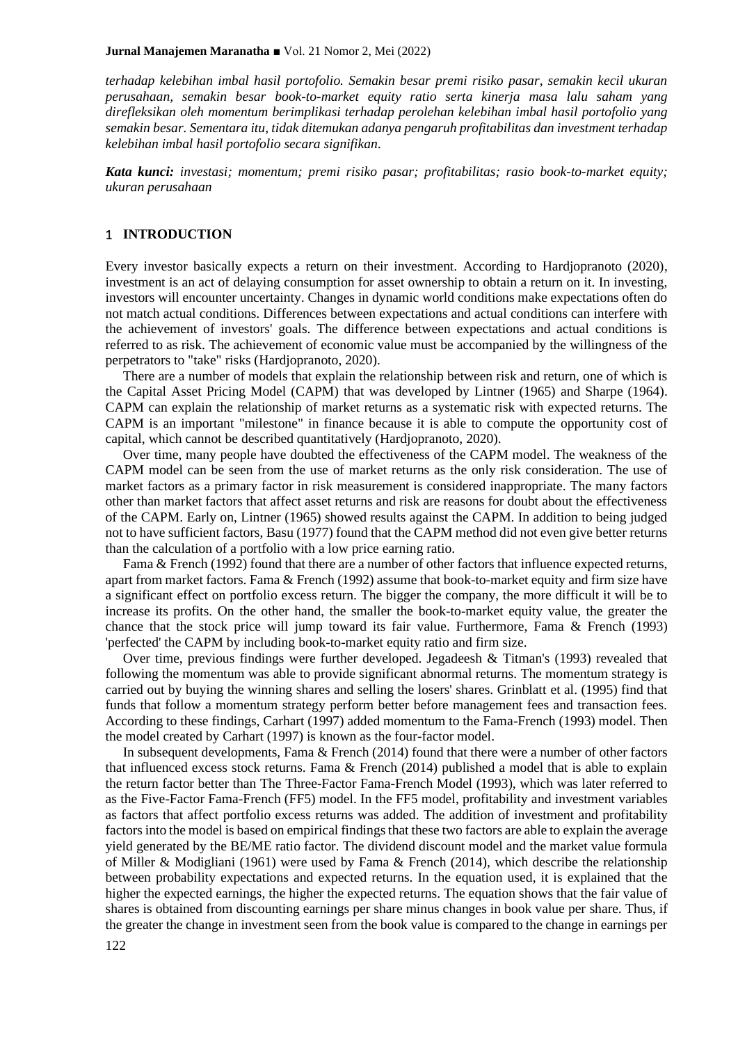*terhadap kelebihan imbal hasil portofolio. Semakin besar premi risiko pasar, semakin kecil ukuran perusahaan, semakin besar book-to-market equity ratio serta kinerja masa lalu saham yang direfleksikan oleh momentum berimplikasi terhadap perolehan kelebihan imbal hasil portofolio yang semakin besar. Sementara itu, tidak ditemukan adanya pengaruh profitabilitas dan investment terhadap kelebihan imbal hasil portofolio secara signifikan.*

***Kata kunci:*** *investasi; momentum; premi risiko pasar; profitabilitas; rasio book-to-market equity; ukuran perusahaan*

## 1 INTRODUCTION

Every investor basically expects a return on their investment. According to Hardjopranoto (2020), investment is an act of delaying consumption for asset ownership to obtain a return on it. In investing, investors will encounter uncertainty. Changes in dynamic world conditions make expectations often do not match actual conditions. Differences between expectations and actual conditions can interfere with the achievement of investors' goals. The difference between expectations and actual conditions is referred to as risk. The achievement of economic value must be accompanied by the willingness of the perpetrators to "take" risks (Hardjopranoto, 2020).

There are a number of models that explain the relationship between risk and return, one of which is the Capital Asset Pricing Model (CAPM) that was developed by Lintner (1965) and Sharpe (1964). CAPM can explain the relationship of market returns as a systematic risk with expected returns. The CAPM is an important "milestone" in finance because it is able to compute the opportunity cost of capital, which cannot be described quantitatively (Hardjopranoto, 2020).

Over time, many people have doubted the effectiveness of the CAPM model. The weakness of the CAPM model can be seen from the use of market returns as the only risk consideration. The use of market factors as a primary factor in risk measurement is considered inappropriate. The many factors other than market factors that affect asset returns and risk are reasons for doubt about the effectiveness of the CAPM. Early on, Lintner (1965) showed results against the CAPM. In addition to being judged not to have sufficient factors, Basu (1977) found that the CAPM method did not even give better returns than the calculation of a portfolio with a low price earning ratio.

Fama & French (1992) found that there are a number of other factors that influence expected returns, apart from market factors. Fama & French (1992) assume that book-to-market equity and firm size have a significant effect on portfolio excess return. The bigger the company, the more difficult it will be to increase its profits. On the other hand, the smaller the book-to-market equity value, the greater the chance that the stock price will jump toward its fair value. Furthermore, Fama & French (1993) 'perfected' the CAPM by including book-to-market equity ratio and firm size.

Over time, previous findings were further developed. Jegadeesh & Titman's (1993) revealed that following the momentum was able to provide significant abnormal returns. The momentum strategy is carried out by buying the winning shares and selling the losers' shares. Grinblatt et al. (1995) find that funds that follow a momentum strategy perform better before management fees and transaction fees. According to these findings, Carhart (1997) added momentum to the Fama-French (1993) model. Then the model created by Carhart (1997) is known as the four-factor model.

In subsequent developments, Fama & French (2014) found that there were a number of other factors that influenced excess stock returns. Fama & French (2014) published a model that is able to explain the return factor better than The Three-Factor Fama-French Model (1993), which was later referred to as the Five-Factor Fama-French (FF5) model. In the FF5 model, profitability and investment variables as factors that affect portfolio excess returns was added. The addition of investment and profitability factors into the model is based on empirical findings that these two factors are able to explain the average yield generated by the BE/ME ratio factor. The dividend discount model and the market value formula of Miller & Modigliani (1961) were used by Fama & French (2014), which describe the relationship between probability expectations and expected returns. In the equation used, it is explained that the higher the expected earnings, the higher the expected returns. The equation shows that the fair value of shares is obtained from discounting earnings per share minus changes in book value per share. Thus, if the greater the change in investment seen from the book value is compared to the change in earnings per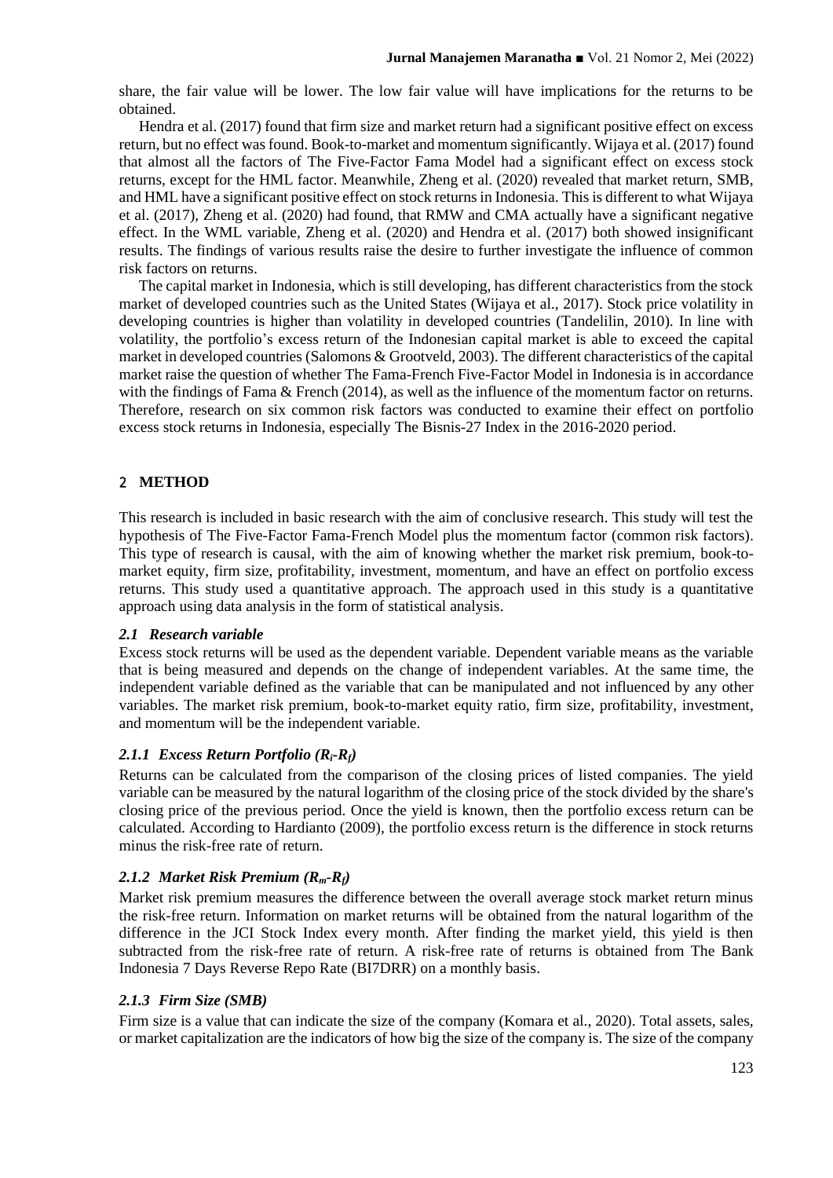share, the fair value will be lower. The low fair value will have implications for the returns to be obtained.

Hendra et al. (2017) found that firm size and market return had a significant positive effect on excess return, but no effect was found. Book-to-market and momentum significantly. Wijaya et al. (2017) found that almost all the factors of The Five-Factor Fama Model had a significant effect on excess stock returns, except for the HML factor. Meanwhile, Zheng et al. (2020) revealed that market return, SMB, and HML have a significant positive effect on stock returns in Indonesia. This is different to what Wijaya et al. (2017), Zheng et al. (2020) had found, that RMW and CMA actually have a significant negative effect. In the WML variable, Zheng et al. (2020) and Hendra et al. (2017) both showed insignificant results. The findings of various results raise the desire to further investigate the influence of common risk factors on returns.

The capital market in Indonesia, which is still developing, has different characteristics from the stock market of developed countries such as the United States (Wijaya et al., 2017). Stock price volatility in developing countries is higher than volatility in developed countries (Tandelilin, 2010). In line with volatility, the portfolio's excess return of the Indonesian capital market is able to exceed the capital market in developed countries (Salomons & Grootveld, 2003). The different characteristics of the capital market raise the question of whether The Fama-French Five-Factor Model in Indonesia is in accordance with the findings of Fama & French (2014), as well as the influence of the momentum factor on returns. Therefore, research on six common risk factors was conducted to examine their effect on portfolio excess stock returns in Indonesia, especially The Bisnis-27 Index in the 2016-2020 period.

## 2 METHOD

This research is included in basic research with the aim of conclusive research. This study will test the hypothesis of The Five-Factor Fama-French Model plus the momentum factor (common risk factors). This type of research is causal, with the aim of knowing whether the market risk premium, book-to-market equity, firm size, profitability, investment, momentum, and have an effect on portfolio excess returns. This study used a quantitative approach. The approach used in this study is a quantitative approach using data analysis in the form of statistical analysis.

### *2.1 Research variable*

Excess stock returns will be used as the dependent variable. Dependent variable means as the variable that is being measured and depends on the change of independent variables. At the same time, the independent variable defined as the variable that can be manipulated and not influenced by any other variables. The market risk premium, book-to-market equity ratio, firm size, profitability, investment, and momentum will be the independent variable.

#### *2.1.1 Excess Return Portfolio ($R_i$-$R_f$)*

Returns can be calculated from the comparison of the closing prices of listed companies. The yield variable can be measured by the natural logarithm of the closing price of the stock divided by the share's closing price of the previous period. Once the yield is known, then the portfolio excess return can be calculated. According to Hardianto (2009), the portfolio excess return is the difference in stock returns minus the risk-free rate of return.

#### *2.1.2 Market Risk Premium ($R_m$-$R_f$)*

Market risk premium measures the difference between the overall average stock market return minus the risk-free return. Information on market returns will be obtained from the natural logarithm of the difference in the JCI Stock Index every month. After finding the market yield, this yield is then subtracted from the risk-free rate of return. A risk-free rate of returns is obtained from The Bank Indonesia 7 Days Reverse Repo Rate (BI7DRR) on a monthly basis.

#### *2.1.3 Firm Size (SMB)*

Firm size is a value that can indicate the size of the company (Komara et al., 2020). Total assets, sales, or market capitalization are the indicators of how big the size of the company is. The size of the company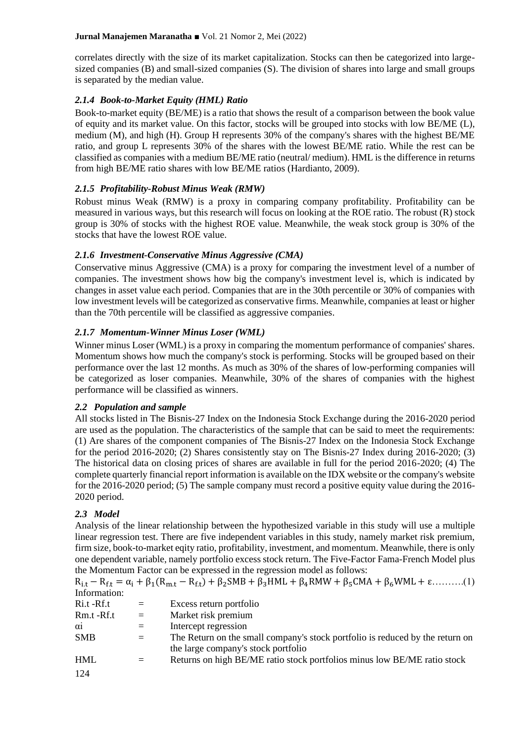correlates directly with the size of its market capitalization. Stocks can then be categorized into large-sized companies (B) and small-sized companies (S). The division of shares into large and small groups is separated by the median value.

### *2.1.4 Book-to-Market Equity (HML) Ratio*

Book-to-market equity (BE/ME) is a ratio that shows the result of a comparison between the book value of equity and its market value. On this factor, stocks will be grouped into stocks with low BE/ME (L), medium (M), and high (H). Group H represents 30% of the company's shares with the highest BE/ME ratio, and group L represents 30% of the shares with the lowest BE/ME ratio. While the rest can be classified as companies with a medium BE/ME ratio (neutral/ medium). HML is the difference in returns from high BE/ME ratio shares with low BE/ME ratios (Hardianto, 2009).

### *2.1.5 Profitability-Robust Minus Weak (RMW)*

Robust minus Weak (RMW) is a proxy in comparing company profitability. Profitability can be measured in various ways, but this research will focus on looking at the ROE ratio. The robust (R) stock group is 30% of stocks with the highest ROE value. Meanwhile, the weak stock group is 30% of the stocks that have the lowest ROE value.

### *2.1.6 Investment-Conservative Minus Aggressive (CMA)*

Conservative minus Aggressive (CMA) is a proxy for comparing the investment level of a number of companies. The investment shows how big the company's investment level is, which is indicated by changes in asset value each period. Companies that are in the 30th percentile or 30% of companies with low investment levels will be categorized as conservative firms. Meanwhile, companies at least or higher than the 70th percentile will be classified as aggressive companies.

### *2.1.7 Momentum-Winner Minus Loser (WML)*

Winner minus Loser (WML) is a proxy in comparing the momentum performance of companies' shares. Momentum shows how much the company's stock is performing. Stocks will be grouped based on their performance over the last 12 months. As much as 30% of the shares of low-performing companies will be categorized as loser companies. Meanwhile, 30% of the shares of companies with the highest performance will be classified as winners.

## *2.2 Population and sample*

All stocks listed in The Bisnis-27 Index on the Indonesia Stock Exchange during the 2016-2020 period are used as the population. The characteristics of the sample that can be said to meet the requirements: (1) Are shares of the component companies of The Bisnis-27 Index on the Indonesia Stock Exchange for the period 2016-2020; (2) Shares consistently stay on The Bisnis-27 Index during 2016-2020; (3) The historical data on closing prices of shares are available in full for the period 2016-2020; (4) The complete quarterly financial report information is available on the IDX website or the company's website for the 2016-2020 period; (5) The sample company must record a positive equity value during the 2016-2020 period.

## *2.3 Model*

Analysis of the linear relationship between the hypothesized variable in this study will use a multiple linear regression test. There are five independent variables in this study, namely market risk premium, firm size, book-to-market eqity ratio, profitability, investment, and momentum. Meanwhile, there is only one dependent variable, namely portfolio excess stock return. The Five-Factor Fama-French Model plus the Momentum Factor can be expressed in the regression model as follows:

$$R_{i.t} - R_{f.t} = \alpha_i + \beta_1(R_{m.t} - R_{f.t}) + \beta_2 SMB + \beta_3 HML + \beta_4 RMW + \beta_5 CMA + \beta_6 WML + \varepsilon \quad \text{..........(1)}$$

Information:

| | | |
|---|---|---|
| $R_{i.t} - R_{f.t}$ | = | Excess return portfolio |
| $R_{m.t} - R_{f.t}$ | = | Market risk premium |
| $\alpha_i$ | = | Intercept regression |
| SMB | = | The Return on the small company's stock portfolio is reduced by the return on the large company's stock portfolio |
| HML | = | Returns on high BE/ME ratio stock portfolios minus low BE/ME ratio stock |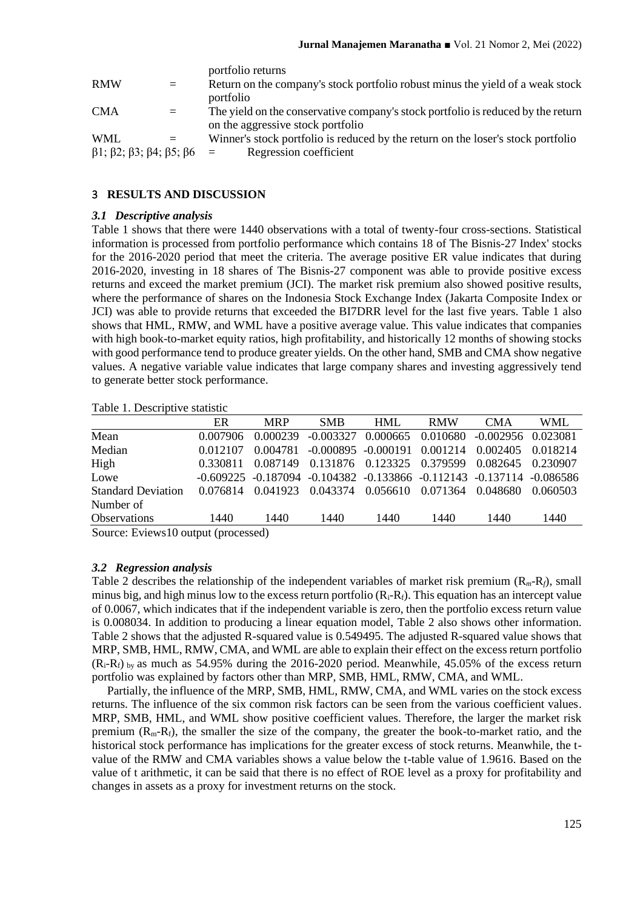portfolio returns

RMW = Return on the company's stock portfolio robust minus the yield of a weak stock portfolio

CMA = The yield on the conservative company's stock portfolio is reduced by the return on the aggressive stock portfolio

WML = Winner's stock portfolio is reduced by the return on the loser's stock portfolio

β1; β2; β3; β4; β5; β6 = Regression coefficient

## 3 RESULTS AND DISCUSSION

### *3.1 Descriptive analysis*

Table 1 shows that there were 1440 observations with a total of twenty-four cross-sections. Statistical information is processed from portfolio performance which contains 18 of The Bisnis-27 Index' stocks for the 2016-2020 period that meet the criteria. The average positive ER value indicates that during 2016-2020, investing in 18 shares of The Bisnis-27 component was able to provide positive excess returns and exceed the market premium (JCI). The market risk premium also showed positive results, where the performance of shares on the Indonesia Stock Exchange Index (Jakarta Composite Index or JCI) was able to provide returns that exceeded the BI7DRR level for the last five years. Table 1 also shows that HML, RMW, and WML have a positive average value. This value indicates that companies with high book-to-market equity ratios, high profitability, and historically 12 months of showing stocks with good performance tend to produce greater yields. On the other hand, SMB and CMA show negative values. A negative variable value indicates that large company shares and investing aggressively tend to generate better stock performance.

Table 1. Descriptive statistic

| | ER | MRP | SMB | HML | RMW | CMA | WML |
|---|---|---|---|---|---|---|---|
| Mean | 0.007906 | 0.000239 | -0.003327 | 0.000665 | 0.010680 | -0.002956 | 0.023081 |
| Median | 0.012107 | 0.004781 | -0.000895 | -0.000191 | 0.001214 | 0.002405 | 0.018214 |
| High | 0.330811 | 0.087149 | 0.131876 | 0.123325 | 0.379599 | 0.082645 | 0.230907 |
| Lowe | -0.609225 | -0.187094 | -0.104382 | -0.133866 | -0.112143 | -0.137114 | -0.086586 |
| Standard Deviation | 0.076814 | 0.041923 | 0.043374 | 0.056610 | 0.071364 | 0.048680 | 0.060503 |
| Number of Observations | 1440 | 1440 | 1440 | 1440 | 1440 | 1440 | 1440 |

Source: Eviews10 output (processed)

### *3.2 Regression analysis*

Table 2 describes the relationship of the independent variables of market risk premium ($R_m$-$R_f$), small minus big, and high minus low to the excess return portfolio ($R_i$-$R_f$). This equation has an intercept value of 0.0067, which indicates that if the independent variable is zero, then the portfolio excess return value is 0.008034. In addition to producing a linear equation model, Table 2 also shows other information. Table 2 shows that the adjusted R-squared value is 0.549495. The adjusted R-squared value shows that MRP, SMB, HML, RMW, CMA, and WML are able to explain their effect on the excess return portfolio ($R_i$-$R_f$) $_{\text{by}}$ as much as 54.95% during the 2016-2020 period. Meanwhile, 45.05% of the excess return portfolio was explained by factors other than MRP, SMB, HML, RMW, CMA, and WML.

Partially, the influence of the MRP, SMB, HML, RMW, CMA, and WML varies on the stock excess returns. The influence of the six common risk factors can be seen from the various coefficient values. MRP, SMB, HML, and WML show positive coefficient values. Therefore, the larger the market risk premium ($R_m$-$R_f$), the smaller the size of the company, the greater the book-to-market ratio, and the historical stock performance has implications for the greater excess of stock returns. Meanwhile, the t-value of the RMW and CMA variables shows a value below the t-table value of 1.9616. Based on the value of t arithmetic, it can be said that there is no effect of ROE level as a proxy for profitability and changes in assets as a proxy for investment returns on the stock.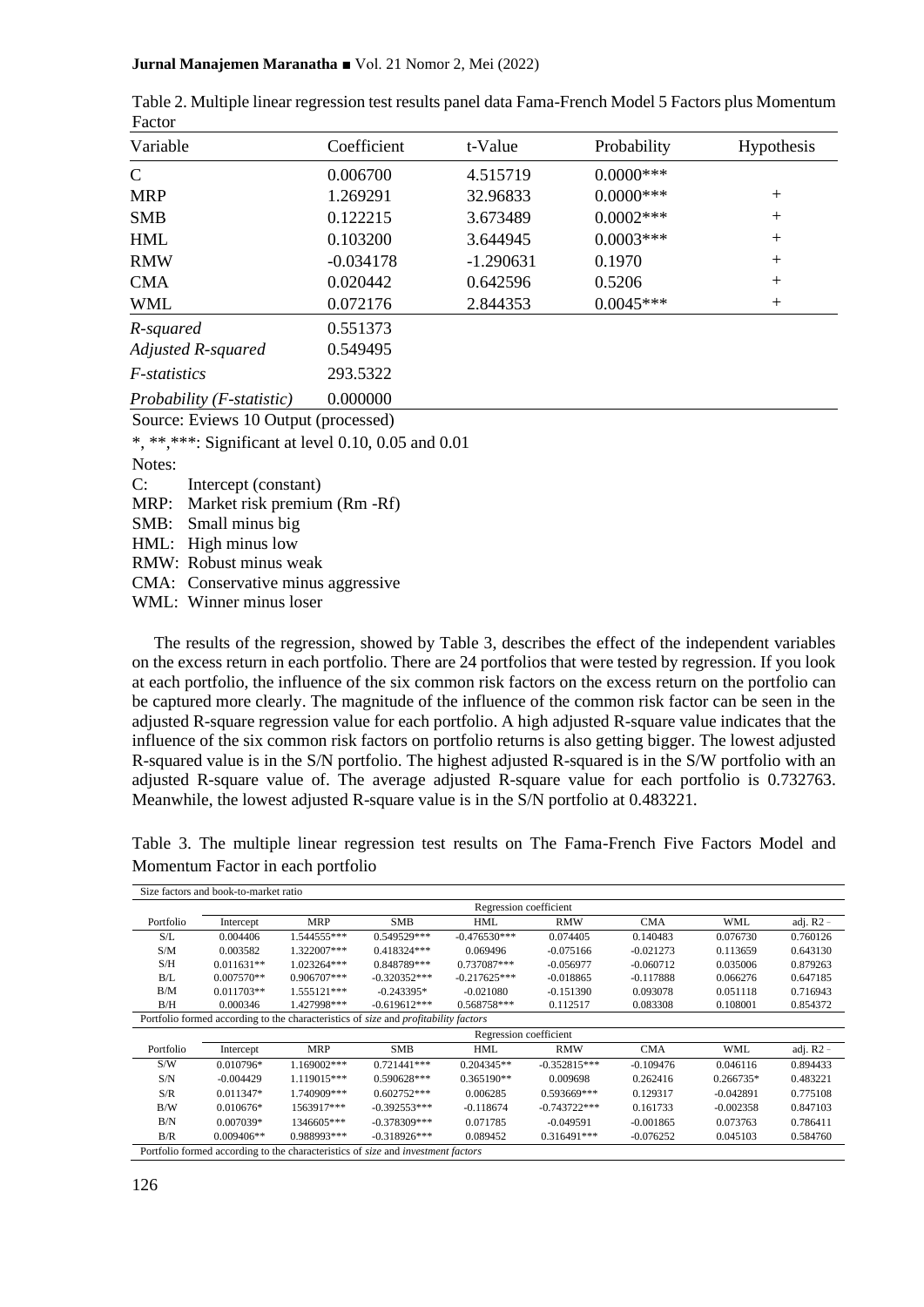Table 2. Multiple linear regression test results panel data Fama-French Model 5 Factors plus Momentum Factor

| Variable | Coefficient | t-Value | Probability | Hypothesis |
|---|---|---|---|---|
| C | 0.006700 | 4.515719 | 0.0000*** | |
| MRP | 1.269291 | 32.96833 | 0.0000*** | + |
| SMB | 0.122215 | 3.673489 | 0.0002*** | + |
| HML | 0.103200 | 3.644945 | 0.0003*** | + |
| RMW | -0.034178 | -1.290631 | 0.1970 | + |
| CMA | 0.020442 | 0.642596 | 0.5206 | + |
| WML | 0.072176 | 2.844353 | 0.0045*** | + |
| *R-squared* | 0.551373 | | | |
| *Adjusted R-squared* | 0.549495 | | | |
| *F-statistics* | 293.5322 | | | |
| *Probability (F-statistic)* | 0.000000 | | | |

Source: Eviews 10 Output (processed)

*, **,***: Significant at level 0.10, 0.05 and 0.01

Notes:

C: Intercept (constant)
MRP: Market risk premium (Rm -Rf)
SMB: Small minus big
HML: High minus low
RMW: Robust minus weak
CMA: Conservative minus aggressive
WML: Winner minus loser

The results of the regression, showed by Table 3, describes the effect of the independent variables on the excess return in each portfolio. There are 24 portfolios that were tested by regression. If you look at each portfolio, the influence of the six common risk factors on the excess return on the portfolio can be captured more clearly. The magnitude of the influence of the common risk factor can be seen in the adjusted R-square regression value for each portfolio. A high adjusted R-square value indicates that the influence of the six common risk factors on portfolio returns is also getting bigger. The lowest adjusted R-squared value is in the S/N portfolio. The highest adjusted R-squared is in the S/W portfolio with an adjusted R-square value of. The average adjusted R-square value for each portfolio is 0.732763. Meanwhile, the lowest adjusted R-square value is in the S/N portfolio at 0.483221.

Table 3. The multiple linear regression test results on The Fama-French Five Factors Model and Momentum Factor in each portfolio

Size factors and book-to-market ratio

| Portfolio | Regression coefficient | | | | | | | |
|---|---|---|---|---|---|---|---|---|
| | Intercept | MRP | SMB | HML | RMW | CMA | WML | adj. R2 |
| S/L | 0.004406 | 1.544555*** | 0.549529*** | -0.476530*** | 0.074405 | 0.140483 | 0.076730 | 0.760126 |
| S/M | 0.003582 | 1.322007*** | 0.418324*** | 0.069496 | -0.075166 | -0.021273 | 0.113659 | 0.643130 |
| S/H | 0.011631** | 1.023264*** | 0.848789*** | 0.737087*** | -0.056977 | -0.060712 | 0.035006 | 0.879263 |
| B/L | 0.007570** | 0.906707*** | -0.320352*** | -0.217625*** | -0.018865 | -0.117888 | 0.066276 | 0.647185 |
| B/M | 0.011703** | 1.555121*** | -0.243395* | -0.021080 | -0.151390 | 0.093078 | 0.051118 | 0.716943 |
| B/H | 0.000346 | 1.427998*** | -0.619612*** | 0.568758*** | 0.112517 | 0.083308 | 0.108001 | 0.854372 |

Portfolio formed according to the characteristics of *size* and *profitability factors*

| Portfolio | Regression coefficient | | | | | | | |
|---|---|---|---|---|---|---|---|---|
| | Intercept | MRP | SMB | HML | RMW | CMA | WML | adj. R2 |
| S/W | 0.010796* | 1.169002*** | 0.721441*** | 0.204345** | -0.352815*** | -0.109476 | 0.046116 | 0.894433 |
| S/N | -0.004429 | 1.119015*** | 0.590628*** | 0.365190** | 0.009698 | 0.262416 | 0.266735* | 0.483221 |
| S/R | 0.011347* | 1.740909*** | 0.602752*** | 0.006285 | 0.593669*** | 0.129317 | -0.042891 | 0.775108 |
| B/W | 0.010676* | 1563917*** | -0.392553*** | -0.118674 | -0.743722*** | 0.161733 | -0.002358 | 0.847103 |
| B/N | 0.007039* | 1346605*** | -0.378309*** | 0.071785 | -0.049591 | -0.001865 | 0.073763 | 0.786411 |
| B/R | 0.009406** | 0.988993*** | -0.318926*** | 0.089452 | 0.316491*** | -0.076252 | 0.045103 | 0.584760 |

Portfolio formed according to the characteristics of *size* and *investment factors*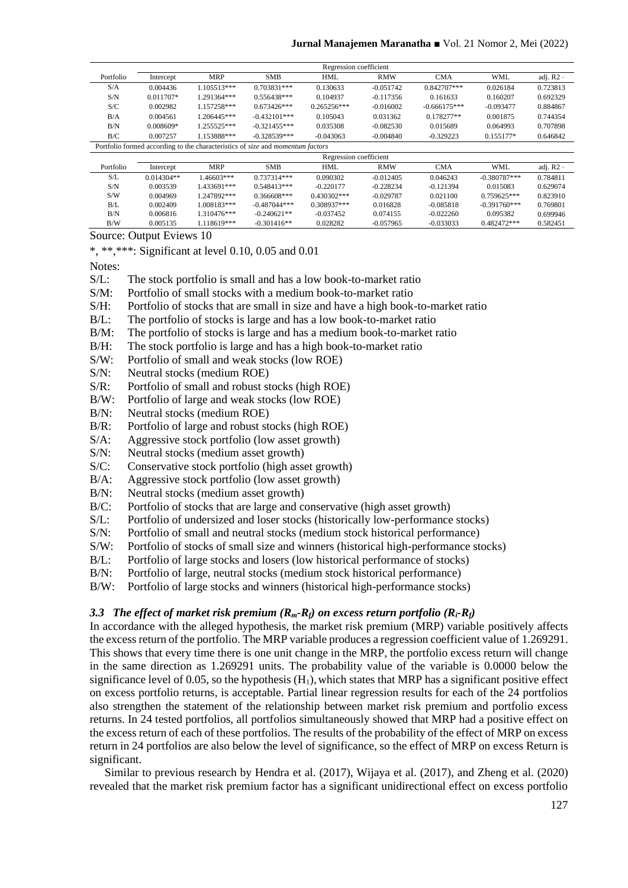| Portfolio | Regression coefficient | | | | | | | adj. R2 |
|---|---|---|---|---|---|---|---|---|
| | Intercept | MRP | SMB | HML | RMW | CMA | WML | |
| S/A | 0.004436 | 1.105513*** | 0.703831*** | 0.130633 | -0.051742 | 0.842707*** | 0.026184 | 0.723813 |
| S/N | 0.011707* | 1.291364*** | 0.556438*** | 0.104937 | -0.117356 | 0.161633 | 0.160207 | 0.692329 |
| S/C | 0.002982 | 1.157258*** | 0.673426*** | 0.265256*** | -0.016002 | -0.666175*** | -0.093477 | 0.884867 |
| B/A | 0.004561 | 1.206445*** | -0.432101*** | 0.105043 | 0.031362 | 0.178277** | 0.001875 | 0.744354 |
| B/N | 0.008609* | 1.255525*** | -0.321455*** | 0.035308 | -0.082530 | 0.015689 | 0.064993 | 0.707898 |
| B/C | 0.007257 | 1.153888*** | -0.328539*** | -0.043063 | -0.004840 | -0.329223 | 0.155177* | 0.646842 |

Portfolio formed according to the characteristics of *size* and *momentum factors*

| Portfolio | Regression coefficient | | | | | | | adj. R2 |
|---|---|---|---|---|---|---|---|---|
| | Intercept | MRP | SMB | HML | RMW | CMA | WML | |
| S/L | 0.014304** | 1.46603*** | 0.737314*** | 0.090302 | -0.012405 | 0.046243 | -0.380787*** | 0.784811 |
| S/N | 0.003539 | 1.433691*** | 0.548413*** | -0.220177 | -0.228234 | -0.121394 | 0.015083 | 0.629074 |
| S/W | 0.004969 | 1.247892*** | 0.366608*** | 0.430302*** | -0.029787 | 0.021100 | 0.759625*** | 0.823910 |
| B/L | 0.002409 | 1.008183*** | -0.487044*** | 0.308937*** | 0.016828 | -0.085818 | -0.391760*** | 0.769801 |
| B/N | 0.006816 | 1.310476*** | -0.240621** | -0.037452 | 0.074155 | -0.022260 | 0.095382 | 0.699946 |
| B/W | 0.005135 | 1.118619*** | -0.301416** | 0.028282 | -0.057965 | -0.033033 | 0.482472*** | 0.582451 |

Source: Output Eviews 10

*, **,***: Significant at level 0.10, 0.05 and 0.01

Notes:

- S/L: The stock portfolio is small and has a low book-to-market ratio
- S/M: Portfolio of small stocks with a medium book-to-market ratio
- S/H: Portfolio of stocks that are small in size and have a high book-to-market ratio
- B/L: The portfolio of stocks is large and has a low book-to-market ratio
- B/M: The portfolio of stocks is large and has a medium book-to-market ratio
- B/H: The stock portfolio is large and has a high book-to-market ratio
- S/W: Portfolio of small and weak stocks (low ROE)
- S/N: Neutral stocks (medium ROE)
- S/R: Portfolio of small and robust stocks (high ROE)
- B/W: Portfolio of large and weak stocks (low ROE)
- B/N: Neutral stocks (medium ROE)
- B/R: Portfolio of large and robust stocks (high ROE)
- S/A: Aggressive stock portfolio (low asset growth)
- S/N: Neutral stocks (medium asset growth)
- S/C: Conservative stock portfolio (high asset growth)
- B/A: Aggressive stock portfolio (low asset growth)
- B/N: Neutral stocks (medium asset growth)
- B/C: Portfolio of stocks that are large and conservative (high asset growth)
- S/L: Portfolio of undersized and loser stocks (historically low-performance stocks)
- S/N: Portfolio of small and neutral stocks (medium stock historical performance)
- S/W: Portfolio of stocks of small size and winners (historical high-performance stocks)
- B/L: Portfolio of large stocks and losers (low historical performance of stocks)
- B/N: Portfolio of large, neutral stocks (medium stock historical performance)
- B/W: Portfolio of large stocks and winners (historical high-performance stocks)

### 3.3 The effect of market risk premium ($R_m$-$R_f$) on excess return portfolio ($R_i$-$R_f$)

In accordance with the alleged hypothesis, the market risk premium (MRP) variable positively affects the excess return of the portfolio. The MRP variable produces a regression coefficient value of 1.269291. This shows that every time there is one unit change in the MRP, the portfolio excess return will change in the same direction as 1.269291 units. The probability value of the variable is 0.0000 below the significance level of 0.05, so the hypothesis ($H_1$), which states that MRP has a significant positive effect on excess portfolio returns, is acceptable. Partial linear regression results for each of the 24 portfolios also strengthen the statement of the relationship between market risk premium and portfolio excess returns. In 24 tested portfolios, all portfolios simultaneously showed that MRP had a positive effect on the excess return of each of these portfolios. The results of the probability of the effect of MRP on excess return in 24 portfolios are also below the level of significance, so the effect of MRP on excess Return is significant.

Similar to previous research by Hendra et al. (2017), Wijaya et al. (2017), and Zheng et al. (2020) revealed that the market risk premium factor has a significant unidirectional effect on excess portfolio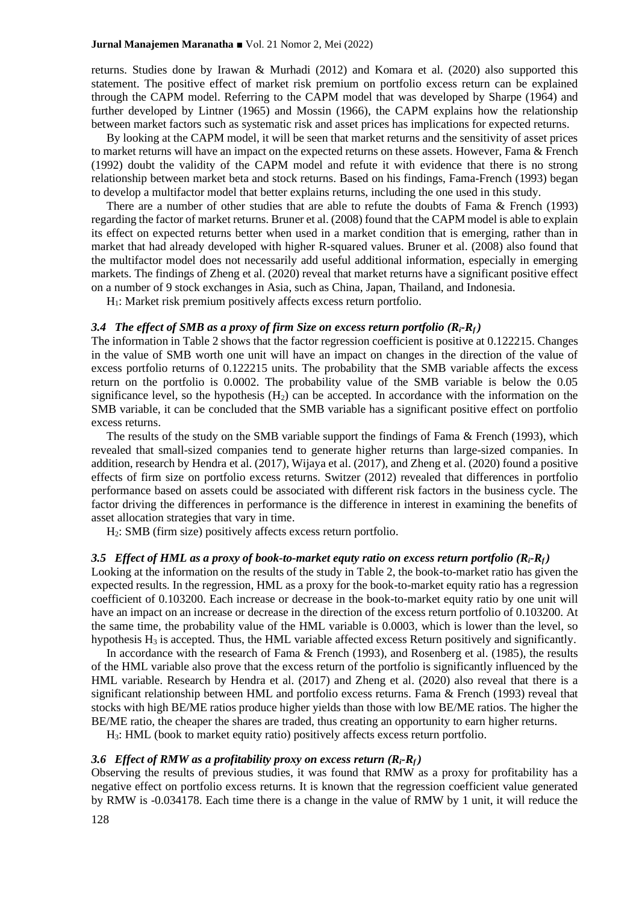returns. Studies done by Irawan & Murhadi (2012) and Komara et al. (2020) also supported this statement. The positive effect of market risk premium on portfolio excess return can be explained through the CAPM model. Referring to the CAPM model that was developed by Sharpe (1964) and further developed by Lintner (1965) and Mossin (1966), the CAPM explains how the relationship between market factors such as systematic risk and asset prices has implications for expected returns.

By looking at the CAPM model, it will be seen that market returns and the sensitivity of asset prices to market returns will have an impact on the expected returns on these assets. However, Fama & French (1992) doubt the validity of the CAPM model and refute it with evidence that there is no strong relationship between market beta and stock returns. Based on his findings, Fama-French (1993) began to develop a multifactor model that better explains returns, including the one used in this study.

There are a number of other studies that are able to refute the doubts of Fama & French (1993) regarding the factor of market returns. Bruner et al. (2008) found that the CAPM model is able to explain its effect on expected returns better when used in a market condition that is emerging, rather than in market that had already developed with higher R-squared values. Bruner et al. (2008) also found that the multifactor model does not necessarily add useful additional information, especially in emerging markets. The findings of Zheng et al. (2020) reveal that market returns have a significant positive effect on a number of 9 stock exchanges in Asia, such as China, Japan, Thailand, and Indonesia.

$H_1$: Market risk premium positively affects excess return portfolio.

### *3.4 The effect of SMB as a proxy of firm Size on excess return portfolio ($R_i$-$R_f$)*

The information in Table 2 shows that the factor regression coefficient is positive at 0.122215. Changes in the value of SMB worth one unit will have an impact on changes in the direction of the value of excess portfolio returns of 0.122215 units. The probability that the SMB variable affects the excess return on the portfolio is 0.0002. The probability value of the SMB variable is below the 0.05 significance level, so the hypothesis ($H_2$) can be accepted. In accordance with the information on the SMB variable, it can be concluded that the SMB variable has a significant positive effect on portfolio excess returns.

The results of the study on the SMB variable support the findings of Fama & French (1993), which revealed that small-sized companies tend to generate higher returns than large-sized companies. In addition, research by Hendra et al. (2017), Wijaya et al. (2017), and Zheng et al. (2020) found a positive effects of firm size on portfolio excess returns. Switzer (2012) revealed that differences in portfolio performance based on assets could be associated with different risk factors in the business cycle. The factor driving the differences in performance is the difference in interest in examining the benefits of asset allocation strategies that vary in time.

$H_2$: SMB (firm size) positively affects excess return portfolio.

### *3.5 Effect of HML as a proxy of book-to-market equty ratio on excess return portfolio ($R_i$-$R_f$)*

Looking at the information on the results of the study in Table 2, the book-to-market ratio has given the expected results. In the regression, HML as a proxy for the book-to-market equity ratio has a regression coefficient of 0.103200. Each increase or decrease in the book-to-market equity ratio by one unit will have an impact on an increase or decrease in the direction of the excess return portfolio of 0.103200. At the same time, the probability value of the HML variable is 0.0003, which is lower than the level, so hypothesis $H_3$ is accepted. Thus, the HML variable affected excess Return positively and significantly.

In accordance with the research of Fama & French (1993), and Rosenberg et al. (1985), the results of the HML variable also prove that the excess return of the portfolio is significantly influenced by the HML variable. Research by Hendra et al. (2017) and Zheng et al. (2020) also reveal that there is a significant relationship between HML and portfolio excess returns. Fama & French (1993) reveal that stocks with high BE/ME ratios produce higher yields than those with low BE/ME ratios. The higher the BE/ME ratio, the cheaper the shares are traded, thus creating an opportunity to earn higher returns.

$H_3$: HML (book to market equity ratio) positively affects excess return portfolio.

### *3.6 Effect of RMW as a profitability proxy on excess return ($R_i$-$R_f$)*

Observing the results of previous studies, it was found that RMW as a proxy for profitability has a negative effect on portfolio excess returns. It is known that the regression coefficient value generated by RMW is -0.034178. Each time there is a change in the value of RMW by 1 unit, it will reduce the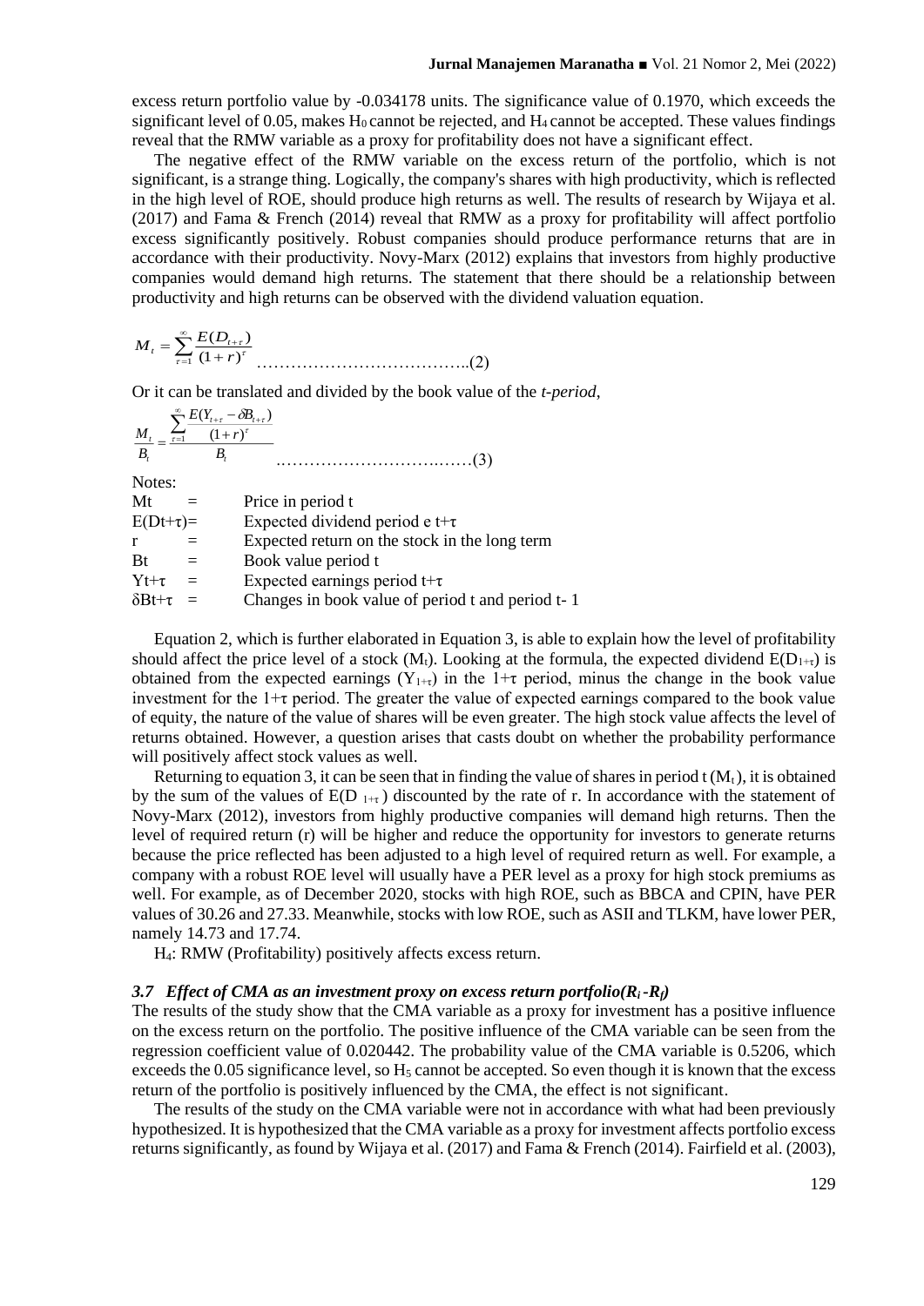excess return portfolio value by -0.034178 units. The significance value of 0.1970, which exceeds the significant level of 0.05, makes $H_0$ cannot be rejected, and $H_4$ cannot be accepted. These values findings reveal that the RMW variable as a proxy for profitability does not have a significant effect.

The negative effect of the RMW variable on the excess return of the portfolio, which is not significant, is a strange thing. Logically, the company's shares with high productivity, which is reflected in the high level of ROE, should produce high returns as well. The results of research by Wijaya et al. (2017) and Fama & French (2014) reveal that RMW as a proxy for profitability will affect portfolio excess significantly positively. Robust companies should produce performance returns that are in accordance with their productivity. Novy-Marx (2012) explains that investors from highly productive companies would demand high returns. The statement that there should be a relationship between productivity and high returns can be observed with the dividend valuation equation.

$$M_t = \sum_{\tau=1}^{\infty} \frac{E(D_{t+\tau})}{(1+r)^{\tau}} \quad \text{………………………………..(2)}$$

Or it can be translated and divided by the book value of the *t-period*,

$$\frac{M_t}{B_t} = \frac{\sum_{\tau=1}^{\infty} \frac{E(Y_{t+\tau} - \delta B_{t+\tau})}{(1+r)^{\tau}}}{B_t} \quad \text{……………………………(3)}$$

Notes:

| | | |
|---|---|---|
| Mt | = | Price in period t |
| E(Dt+τ) | = | Expected dividend period e t+τ |
| r | = | Expected return on the stock in the long term |
| Bt | = | Book value period t |
| Yt+τ | = | Expected earnings period t+τ |
| δBt+τ | = | Changes in book value of period t and period t- 1 |

Equation 2, which is further elaborated in Equation 3, is able to explain how the level of profitability should affect the price level of a stock ($M_t$). Looking at the formula, the expected dividend $E(D_{1+\tau})$ is obtained from the expected earnings ($Y_{1+\tau}$) in the 1+τ period, minus the change in the book value investment for the 1+τ period. The greater the value of expected earnings compared to the book value of equity, the nature of the value of shares will be even greater. The high stock value affects the level of returns obtained. However, a question arises that casts doubt on whether the probability performance will positively affect stock values as well.

Returning to equation 3, it can be seen that in finding the value of shares in period t ($M_t$), it is obtained by the sum of the values of $E(D_{1+\tau})$ discounted by the rate of r. In accordance with the statement of Novy-Marx (2012), investors from highly productive companies will demand high returns. Then the level of required return (r) will be higher and reduce the opportunity for investors to generate returns because the price reflected has been adjusted to a high level of required return as well. For example, a company with a robust ROE level will usually have a PER level as a proxy for high stock premiums as well. For example, as of December 2020, stocks with high ROE, such as BBCA and CPIN, have PER values of 30.26 and 27.33. Meanwhile, stocks with low ROE, such as ASII and TLKM, have lower PER, namely 14.73 and 17.74.

$H_4$: RMW (Profitability) positively affects excess return.

### *3.7 Effect of CMA as an investment proxy on excess return portfolio($R_i$-$R_f$)*

The results of the study show that the CMA variable as a proxy for investment has a positive influence on the excess return on the portfolio. The positive influence of the CMA variable can be seen from the regression coefficient value of 0.020442. The probability value of the CMA variable is 0.5206, which exceeds the 0.05 significance level, so $H_5$ cannot be accepted. So even though it is known that the excess return of the portfolio is positively influenced by the CMA, the effect is not significant.

The results of the study on the CMA variable were not in accordance with what had been previously hypothesized. It is hypothesized that the CMA variable as a proxy for investment affects portfolio excess returns significantly, as found by Wijaya et al. (2017) and Fama & French (2014). Fairfield et al. (2003),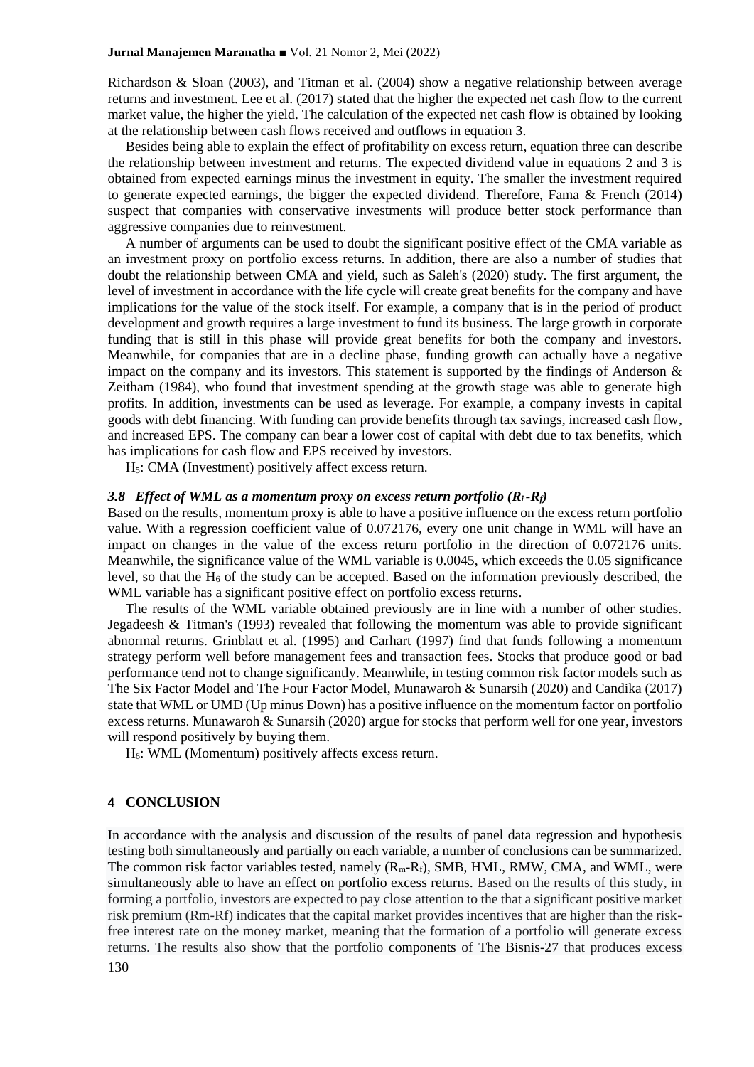Richardson & Sloan (2003), and Titman et al. (2004) show a negative relationship between average returns and investment. Lee et al. (2017) stated that the higher the expected net cash flow to the current market value, the higher the yield. The calculation of the expected net cash flow is obtained by looking at the relationship between cash flows received and outflows in equation 3.

Besides being able to explain the effect of profitability on excess return, equation three can describe the relationship between investment and returns. The expected dividend value in equations 2 and 3 is obtained from expected earnings minus the investment in equity. The smaller the investment required to generate expected earnings, the bigger the expected dividend. Therefore, Fama & French (2014) suspect that companies with conservative investments will produce better stock performance than aggressive companies due to reinvestment.

A number of arguments can be used to doubt the significant positive effect of the CMA variable as an investment proxy on portfolio excess returns. In addition, there are also a number of studies that doubt the relationship between CMA and yield, such as Saleh's (2020) study. The first argument, the level of investment in accordance with the life cycle will create great benefits for the company and have implications for the value of the stock itself. For example, a company that is in the period of product development and growth requires a large investment to fund its business. The large growth in corporate funding that is still in this phase will provide great benefits for both the company and investors. Meanwhile, for companies that are in a decline phase, funding growth can actually have a negative impact on the company and its investors. This statement is supported by the findings of Anderson & Zeitham (1984), who found that investment spending at the growth stage was able to generate high profits. In addition, investments can be used as leverage. For example, a company invests in capital goods with debt financing. With funding can provide benefits through tax savings, increased cash flow, and increased EPS. The company can bear a lower cost of capital with debt due to tax benefits, which has implications for cash flow and EPS received by investors.

$H_5$: CMA (Investment) positively affect excess return.

### *3.8 Effect of WML as a momentum proxy on excess return portfolio ($R_i$-$R_f$)*

Based on the results, momentum proxy is able to have a positive influence on the excess return portfolio value. With a regression coefficient value of 0.072176, every one unit change in WML will have an impact on changes in the value of the excess return portfolio in the direction of 0.072176 units. Meanwhile, the significance value of the WML variable is 0.0045, which exceeds the 0.05 significance level, so that the $H_6$ of the study can be accepted. Based on the information previously described, the WML variable has a significant positive effect on portfolio excess returns.

The results of the WML variable obtained previously are in line with a number of other studies. Jegadeesh & Titman's (1993) revealed that following the momentum was able to provide significant abnormal returns. Grinblatt et al. (1995) and Carhart (1997) find that funds following a momentum strategy perform well before management fees and transaction fees. Stocks that produce good or bad performance tend not to change significantly. Meanwhile, in testing common risk factor models such as The Six Factor Model and The Four Factor Model, Munawaroh & Sunarsih (2020) and Candika (2017) state that WML or UMD (Up minus Down) has a positive influence on the momentum factor on portfolio excess returns. Munawaroh & Sunarsih (2020) argue for stocks that perform well for one year, investors will respond positively by buying them.

$H_6$: WML (Momentum) positively affects excess return.

## 4 CONCLUSION

In accordance with the analysis and discussion of the results of panel data regression and hypothesis testing both simultaneously and partially on each variable, a number of conclusions can be summarized. The common risk factor variables tested, namely ($R_m$-$R_f$), SMB, HML, RMW, CMA, and WML, were simultaneously able to have an effect on portfolio excess returns. Based on the results of this study, in forming a portfolio, investors are expected to pay close attention to the that a significant positive market risk premium (Rm-Rf) indicates that the capital market provides incentives that are higher than the risk-free interest rate on the money market, meaning that the formation of a portfolio will generate excess returns. The results also show that the portfolio components of The Bisnis-27 that produces excess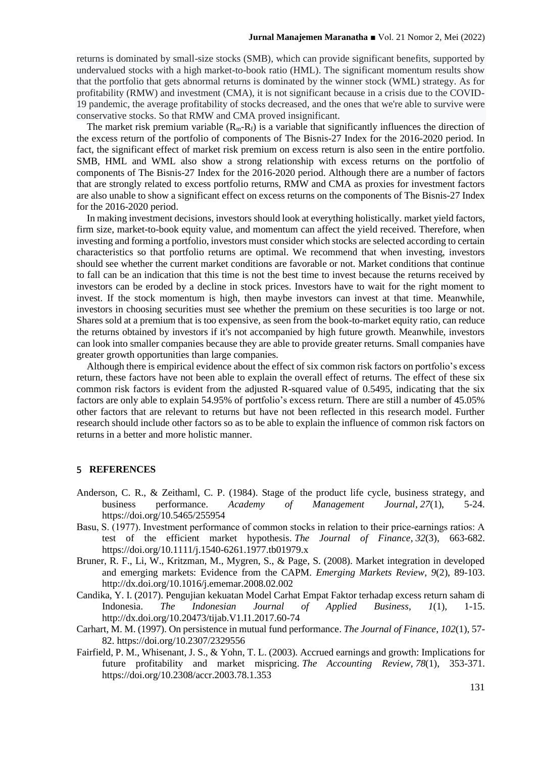returns is dominated by small-size stocks (SMB), which can provide significant benefits, supported by undervalued stocks with a high market-to-book ratio (HML). The significant momentum results show that the portfolio that gets abnormal returns is dominated by the winner stock (WML) strategy. As for profitability (RMW) and investment (CMA), it is not significant because in a crisis due to the COVID-19 pandemic, the average profitability of stocks decreased, and the ones that we're able to survive were conservative stocks. So that RMW and CMA proved insignificant.

The market risk premium variable ($R_m$-$R_f$) is a variable that significantly influences the direction of the excess return of the portfolio of components of The Bisnis-27 Index for the 2016-2020 period. In fact, the significant effect of market risk premium on excess return is also seen in the entire portfolio. SMB, HML and WML also show a strong relationship with excess returns on the portfolio of components of The Bisnis-27 Index for the 2016-2020 period. Although there are a number of factors that are strongly related to excess portfolio returns, RMW and CMA as proxies for investment factors are also unable to show a significant effect on excess returns on the components of The Bisnis-27 Index for the 2016-2020 period.

In making investment decisions, investors should look at everything holistically. market yield factors, firm size, market-to-book equity value, and momentum can affect the yield received. Therefore, when investing and forming a portfolio, investors must consider which stocks are selected according to certain characteristics so that portfolio returns are optimal. We recommend that when investing, investors should see whether the current market conditions are favorable or not. Market conditions that continue to fall can be an indication that this time is not the best time to invest because the returns received by investors can be eroded by a decline in stock prices. Investors have to wait for the right moment to invest. If the stock momentum is high, then maybe investors can invest at that time. Meanwhile, investors in choosing securities must see whether the premium on these securities is too large or not. Shares sold at a premium that is too expensive, as seen from the book-to-market equity ratio, can reduce the returns obtained by investors if it's not accompanied by high future growth. Meanwhile, investors can look into smaller companies because they are able to provide greater returns. Small companies have greater growth opportunities than large companies.

Although there is empirical evidence about the effect of six common risk factors on portfolio's excess return, these factors have not been able to explain the overall effect of returns. The effect of these six common risk factors is evident from the adjusted R-squared value of 0.5495, indicating that the six factors are only able to explain 54.95% of portfolio's excess return. There are still a number of 45.05% other factors that are relevant to returns but have not been reflected in this research model. Further research should include other factors so as to be able to explain the influence of common risk factors on returns in a better and more holistic manner.

## 5 REFERENCES

Anderson, C. R., & Zeithaml, C. P. (1984). Stage of the product life cycle, business strategy, and business performance. *Academy of Management Journal*, *27*(1), 5-24. https://doi.org/10.5465/255954

Basu, S. (1977). Investment performance of common stocks in relation to their price-earnings ratios: A test of the efficient market hypothesis. *The Journal of Finance*, *32*(3), 663-682. https://doi.org/10.1111/j.1540-6261.1977.tb01979.x

Bruner, R. F., Li, W., Kritzman, M., Mygren, S., & Page, S. (2008). Market integration in developed and emerging markets: Evidence from the CAPM. *Emerging Markets Review*, *9*(2), 89-103. http://dx.doi.org/10.1016/j.ememar.2008.02.002

Candika, Y. I. (2017). Pengujian kekuatan Model Carhat Empat Faktor terhadap excess return saham di Indonesia. *The Indonesian Journal of Applied Business*, *1*(1), 1-15. http://dx.doi.org/10.20473/tijab.V1.I1.2017.60-74

Carhart, M. M. (1997). On persistence in mutual fund performance. *The Journal of Finance*, *102*(1), 57-82. https://doi.org/10.2307/2329556

Fairfield, P. M., Whisenant, J. S., & Yohn, T. L. (2003). Accrued earnings and growth: Implications for future profitability and market mispricing. *The Accounting Review*, *78*(1), 353-371. https://doi.org/10.2308/accr.2003.78.1.353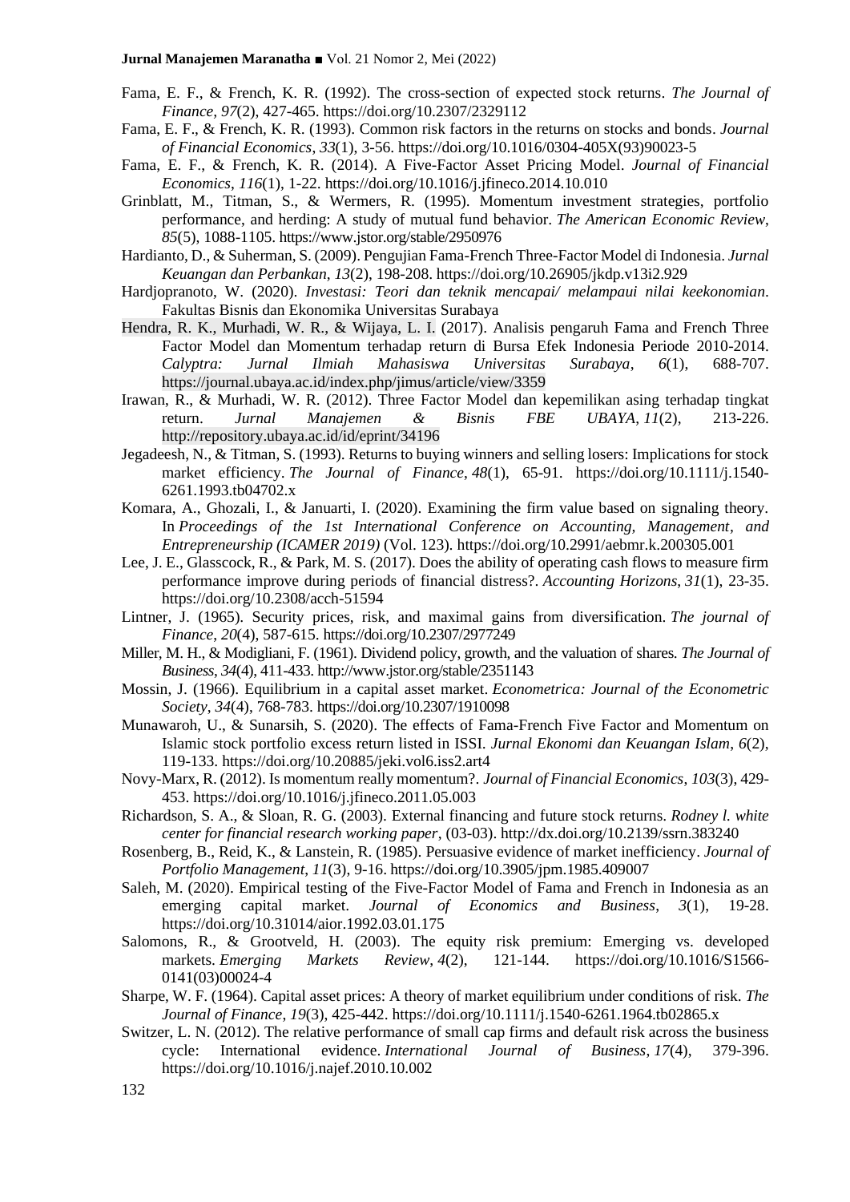Fama, E. F., & French, K. R. (1992). The cross-section of expected stock returns. *The Journal of Finance*, *97*(2), 427-465. https://doi.org/10.2307/2329112

Fama, E. F., & French, K. R. (1993). Common risk factors in the returns on stocks and bonds. *Journal of Financial Economics*, *33*(1), 3-56. https://doi.org/10.1016/0304-405X(93)90023-5

Fama, E. F., & French, K. R. (2014). A Five-Factor Asset Pricing Model. *Journal of Financial Economics*, *116*(1), 1-22. https://doi.org/10.1016/j.jfineco.2014.10.010

Grinblatt, M., Titman, S., & Wermers, R. (1995). Momentum investment strategies, portfolio performance, and herding: A study of mutual fund behavior. *The American Economic Review*, *85*(5), 1088-1105. https://www.jstor.org/stable/2950976

Hardianto, D., & Suherman, S. (2009). Pengujian Fama-French Three-Factor Model di Indonesia. *Jurnal Keuangan dan Perbankan*, *13*(2), 198-208. https://doi.org/10.26905/jkdp.v13i2.929

Hardjopranoto, W. (2020). *Investasi: Teori dan teknik mencapai/ melampaui nilai keekonomian*. Fakultas Bisnis dan Ekonomika Universitas Surabaya

Hendra, R. K., Murhadi, W. R., & Wijaya, L. I. (2017). Analisis pengaruh Fama and French Three Factor Model dan Momentum terhadap return di Bursa Efek Indonesia Periode 2010-2014. *Calyptra: Jurnal Ilmiah Mahasiswa Universitas Surabaya*, *6*(1), 688-707. https://journal.ubaya.ac.id/index.php/jimus/article/view/3359

Irawan, R., & Murhadi, W. R. (2012). Three Factor Model dan kepemilikan asing terhadap tingkat return. *Jurnal Manajemen & Bisnis FBE UBAYA*, *11*(2), 213-226. http://repository.ubaya.ac.id/id/eprint/34196

Jegadeesh, N., & Titman, S. (1993). Returns to buying winners and selling losers: Implications for stock market efficiency. *The Journal of Finance*, *48*(1), 65-91. https://doi.org/10.1111/j.1540-6261.1993.tb04702.x

Komara, A., Ghozali, I., & Januarti, I. (2020). Examining the firm value based on signaling theory. In *Proceedings of the 1st International Conference on Accounting, Management, and Entrepreneurship (ICAMER 2019)* (Vol. 123). https://doi.org/10.2991/aebmr.k.200305.001

Lee, J. E., Glasscock, R., & Park, M. S. (2017). Does the ability of operating cash flows to measure firm performance improve during periods of financial distress?. *Accounting Horizons*, *31*(1), 23-35. https://doi.org/10.2308/acch-51594

Lintner, J. (1965). Security prices, risk, and maximal gains from diversification. *The journal of Finance*, *20*(4), 587-615. https://doi.org/10.2307/2977249

Miller, M. H., & Modigliani, F. (1961). Dividend policy, growth, and the valuation of shares. *The Journal of Business*, *34*(4), 411-433. http://www.jstor.org/stable/2351143

Mossin, J. (1966). Equilibrium in a capital asset market. *Econometrica: Journal of the Econometric Society*, *34*(4), 768-783. https://doi.org/10.2307/1910098

Munawaroh, U., & Sunarsih, S. (2020). The effects of Fama-French Five Factor and Momentum on Islamic stock portfolio excess return listed in ISSI. *Jurnal Ekonomi dan Keuangan Islam*, *6*(2), 119-133. https://doi.org/10.20885/jeki.vol6.iss2.art4

Novy-Marx, R. (2012). Is momentum really momentum?. *Journal of Financial Economics*, *103*(3), 429-453. https://doi.org/10.1016/j.jfineco.2011.05.003

Richardson, S. A., & Sloan, R. G. (2003). External financing and future stock returns. *Rodney l. white center for financial research working paper*, (03-03). http://dx.doi.org/10.2139/ssrn.383240

Rosenberg, B., Reid, K., & Lanstein, R. (1985). Persuasive evidence of market inefficiency. *Journal of Portfolio Management*, *11*(3), 9-16. https://doi.org/10.3905/jpm.1985.409007

Saleh, M. (2020). Empirical testing of the Five-Factor Model of Fama and French in Indonesia as an emerging capital market. *Journal of Economics and Business*, *3*(1), 19-28. https://doi.org/10.31014/aior.1992.03.01.175

Salomons, R., & Grootveld, H. (2003). The equity risk premium: Emerging vs. developed markets. *Emerging Markets Review*, *4*(2), 121-144. https://doi.org/10.1016/S1566-0141(03)00024-4

Sharpe, W. F. (1964). Capital asset prices: A theory of market equilibrium under conditions of risk. *The Journal of Finance*, *19*(3), 425-442. https://doi.org/10.1111/j.1540-6261.1964.tb02865.x

Switzer, L. N. (2012). The relative performance of small cap firms and default risk across the business cycle: International evidence. *International Journal of Business*, *17*(4), 379-396. https://doi.org/10.1016/j.najef.2010.10.002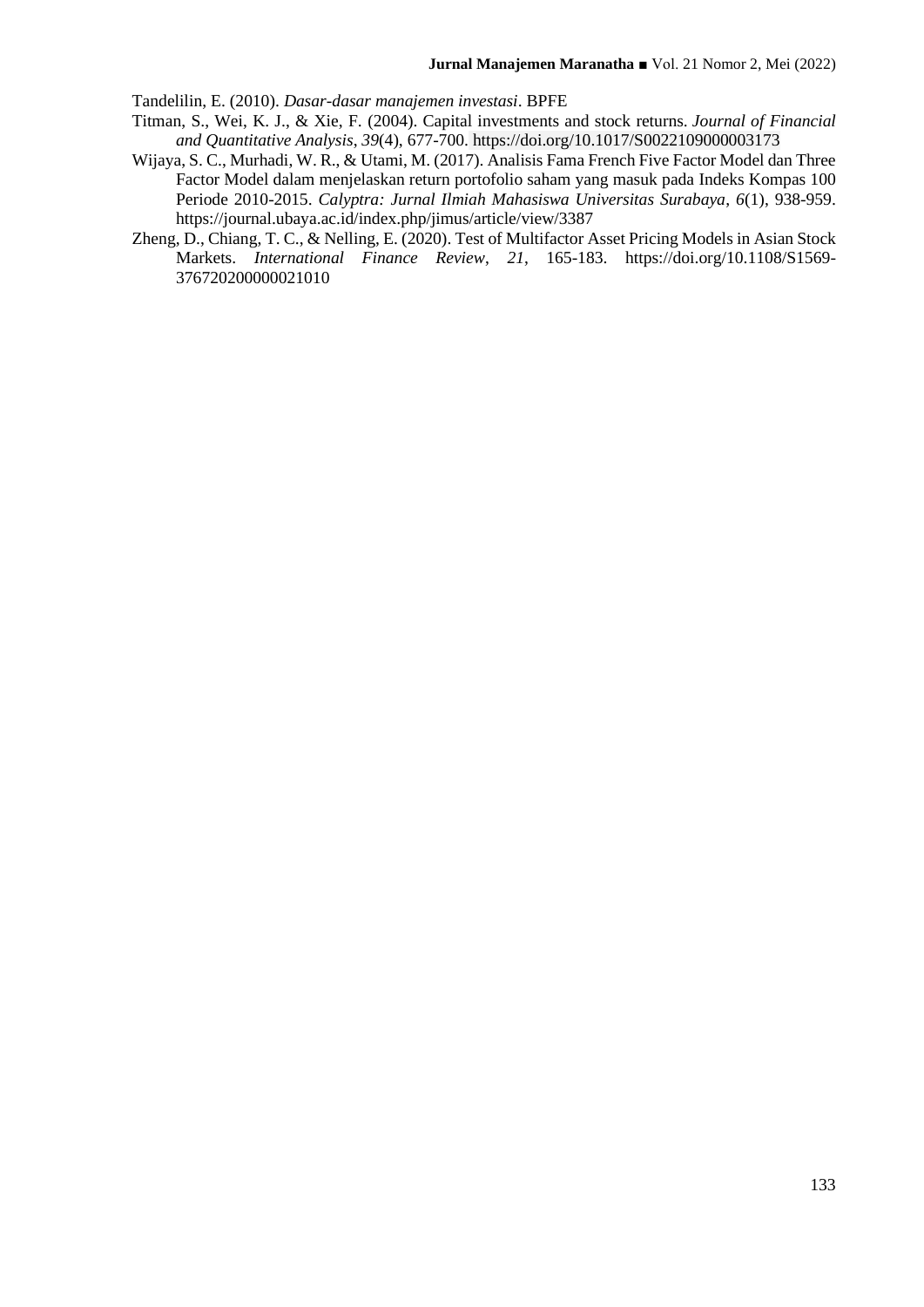Tandelilin, E. (2010). *Dasar-dasar manajemen investasi*. BPFE

Titman, S., Wei, K. J., & Xie, F. (2004). Capital investments and stock returns. *Journal of Financial and Quantitative Analysis*, *39*(4), 677-700. https://doi.org/10.1017/S0022109000003173

Wijaya, S. C., Murhadi, W. R., & Utami, M. (2017). Analisis Fama French Five Factor Model dan Three Factor Model dalam menjelaskan return portofolio saham yang masuk pada Indeks Kompas 100 Periode 2010-2015. *Calyptra: Jurnal Ilmiah Mahasiswa Universitas Surabaya*, *6*(1), 938-959. https://journal.ubaya.ac.id/index.php/jimus/article/view/3387

Zheng, D., Chiang, T. C., & Nelling, E. (2020). Test of Multifactor Asset Pricing Models in Asian Stock Markets. *International Finance Review*, *21*, 165-183. https://doi.org/10.1108/S1569-376720200000021010